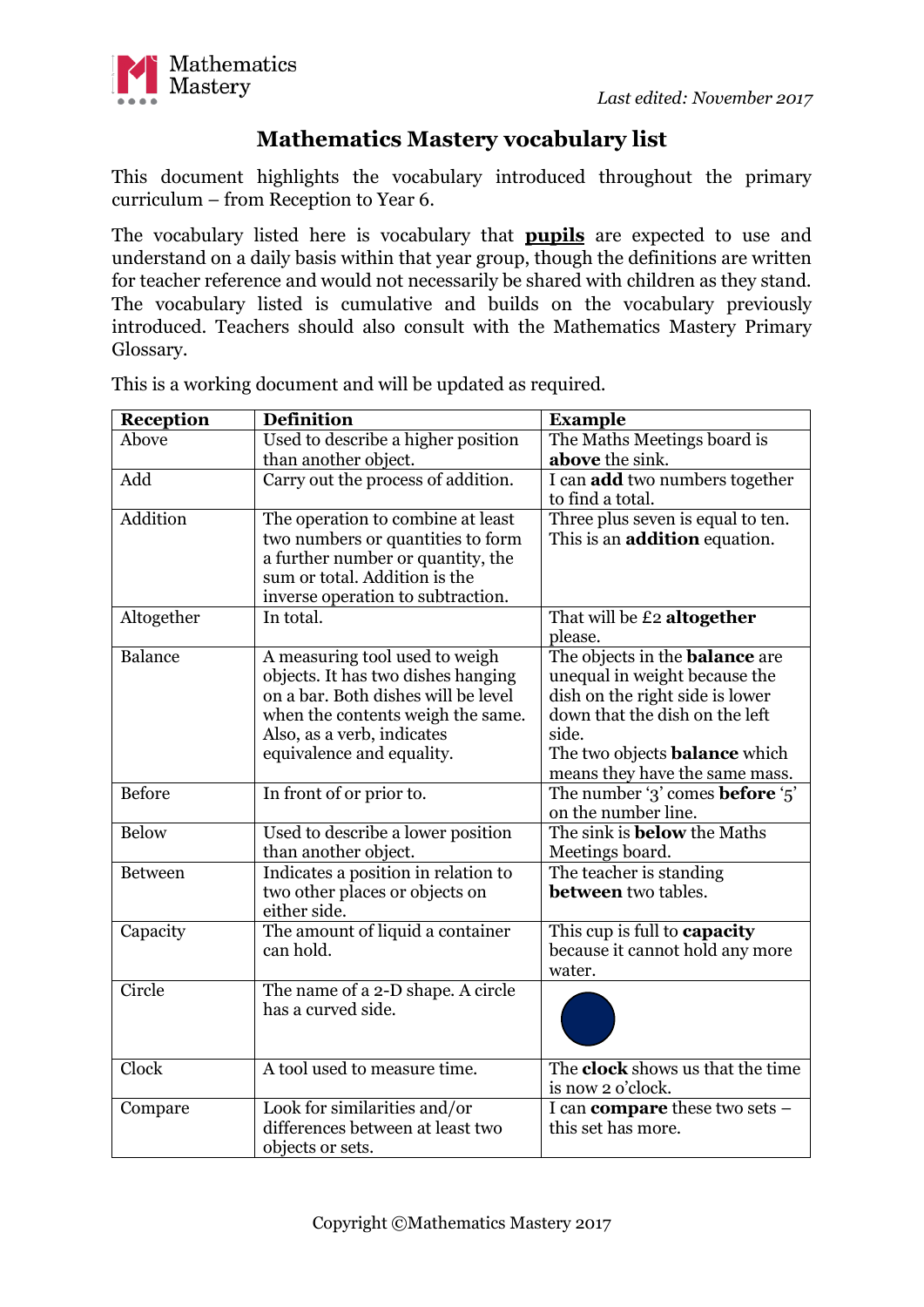Mathematics Mastery

*Last edited: November 2017*

# Mathematics Mastery vocabulary list

This document highlights the vocabulary introduced throughout the primary curriculum – from Reception to Year 6.

The vocabulary listed here is vocabulary that **pupils** are expected to use and understand on a daily basis within that year group, though the definitions are written for teacher reference and would not necessarily be shared with children as they stand. The vocabulary listed is cumulative and builds on the vocabulary previously introduced. Teachers should also consult with the Mathematics Mastery Primary Glossary.

This is a working document and will be updated as required.

| Reception | Definition | Example |
|---|---|---|
| Above | Used to describe a higher position than another object. | The Maths Meetings board is **above** the sink. |
| Add | Carry out the process of addition. | I can **add** two numbers together to find a total. |
| Addition | The operation to combine at least two numbers or quantities to form a further number or quantity, the sum or total. Addition is the inverse operation to subtraction. | Three plus seven is equal to ten. This is an **addition** equation. |
| Altogether | In total. | That will be £2 **altogether** please. |
| Balance | A measuring tool used to weigh objects. It has two dishes hanging on a bar. Both dishes will be level when the contents weigh the same. Also, as a verb, indicates equivalence and equality. | The objects in the **balance** are unequal in weight because the dish on the right side is lower down that the dish on the left side. The two objects **balance** which means they have the same mass. |
| Before | In front of or prior to. | The number '3' comes **before** '5' on the number line. |
| Below | Used to describe a lower position than another object. | The sink is **below** the Maths Meetings board. |
| Between | Indicates a position in relation to two other places or objects on either side. | The teacher is standing **between** two tables. |
| Capacity | The amount of liquid a container can hold. | This cup is full to **capacity** because it cannot hold any more water. |
| Circle | The name of a 2-D shape. A circle has a curved side. | |
| Clock | A tool used to measure time. | The **clock** shows us that the time is now 2 o'clock. |
| Compare | Look for similarities and/or differences between at least two objects or sets. | I can **compare** these two sets – this set has more. |

Copyright ©Mathematics Mastery 2017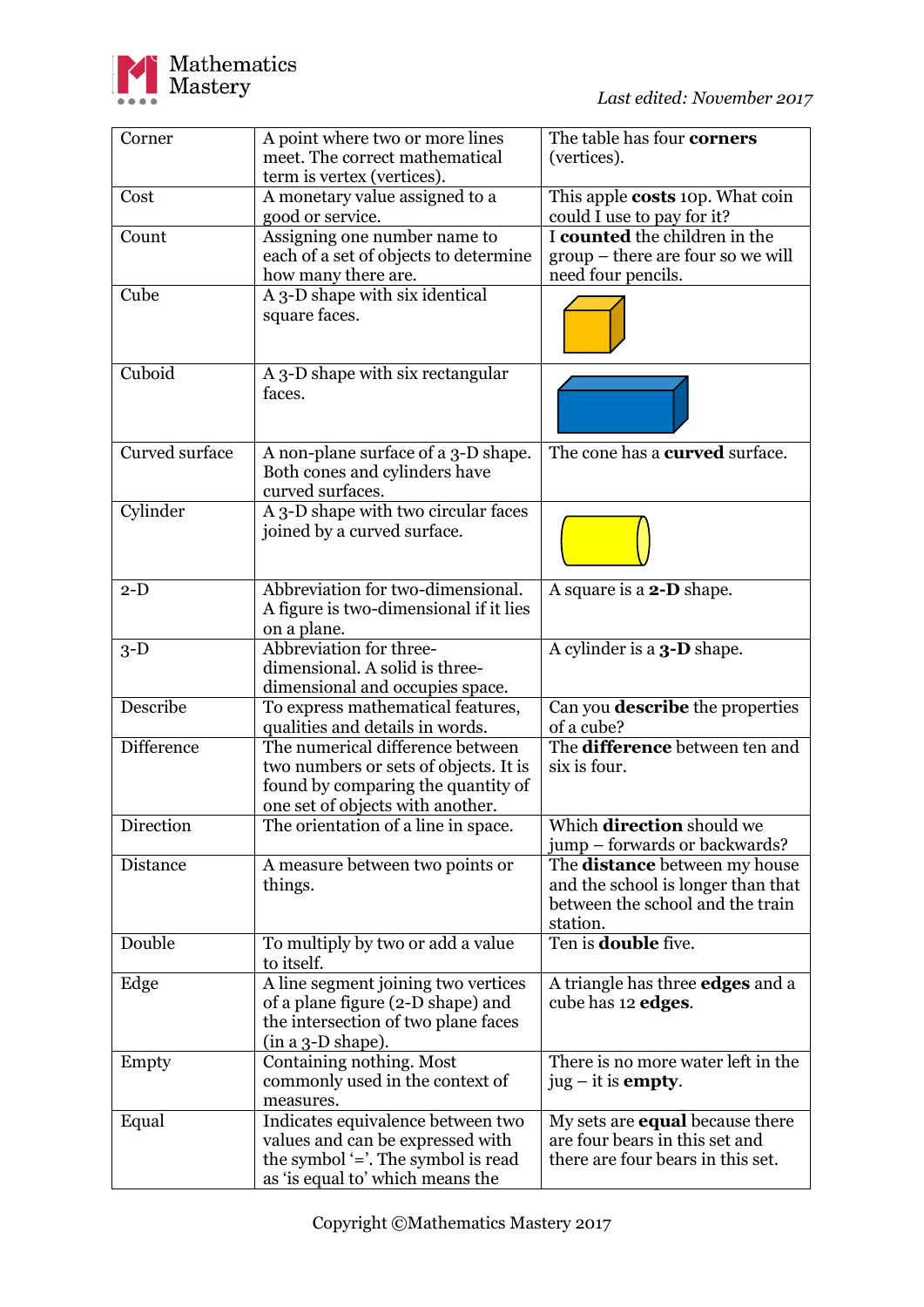| Corner | A point where two or more lines meet. The correct mathematical term is vertex (vertices). | The table has four **corners** (vertices). |
|---|---|---|
| Cost | A monetary value assigned to a good or service. | This apple **costs** 10p. What coin could I use to pay for it? |
| Count | Assigning one number name to each of a set of objects to determine how many there are. | I **counted** the children in the group – there are four so we will need four pencils. |
| Cube | A 3-D shape with six identical square faces. | |
| Cuboid | A 3-D shape with six rectangular faces. | |
| Curved surface | A non-plane surface of a 3-D shape. Both cones and cylinders have curved surfaces. | The cone has a **curved** surface. |
| Cylinder | A 3-D shape with two circular faces joined by a curved surface. | |
| 2-D | Abbreviation for two-dimensional. A figure is two-dimensional if it lies on a plane. | A square is a **2-D** shape. |
| 3-D | Abbreviation for three-dimensional. A solid is three-dimensional and occupies space. | A cylinder is a **3-D** shape. |
| Describe | To express mathematical features, qualities and details in words. | Can you **describe** the properties of a cube? |
| Difference | The numerical difference between two numbers or sets of objects. It is found by comparing the quantity of one set of objects with another. | The **difference** between ten and six is four. |
| Direction | The orientation of a line in space. | Which **direction** should we jump – forwards or backwards? |
| Distance | A measure between two points or things. | The **distance** between my house and the school is longer than that between the school and the train station. |
| Double | To multiply by two or add a value to itself. | Ten is **double** five. |
| Edge | A line segment joining two vertices of a plane figure (2-D shape) and the intersection of two plane faces (in a 3-D shape). | A triangle has three **edges** and a cube has 12 **edges**. |
| Empty | Containing nothing. Most commonly used in the context of measures. | There is no more water left in the jug – it is **empty**. |
| Equal | Indicates equivalence between two values and can be expressed with the symbol '='. The symbol is read as 'is equal to' which means the | My sets are **equal** because there are four bears in this set and there are four bears in this set. |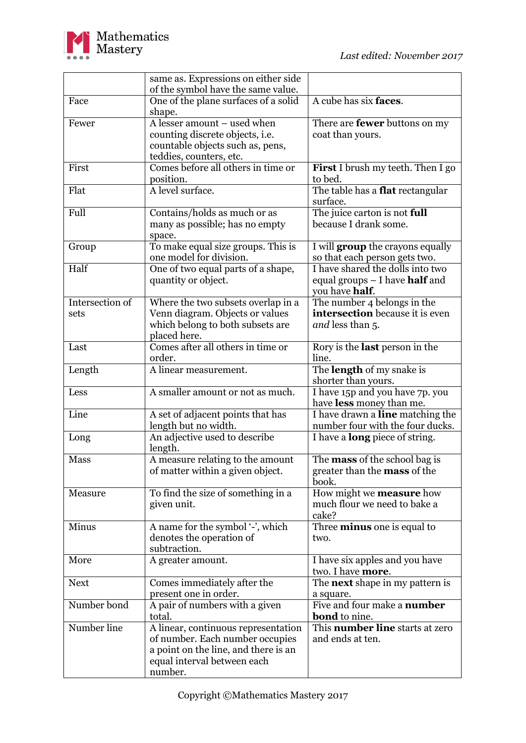| | | |
|---|---|---|
| | same as. Expressions on either side of the symbol have the same value. | |
| Face | One of the plane surfaces of a solid shape. | A cube has six **faces**. |
| Fewer | A lesser amount – used when counting discrete objects, i.e. countable objects such as, pens, teddies, counters, etc. | There are **fewer** buttons on my coat than yours. |
| First | Comes before all others in time or position. | **First** I brush my teeth. Then I go to bed. |
| Flat | A level surface. | The table has a **flat** rectangular surface. |
| Full | Contains/holds as much or as many as possible; has no empty space. | The juice carton is not **full** because I drank some. |
| Group | To make equal size groups. This is one model for division. | I will **group** the crayons equally so that each person gets two. |
| Half | One of two equal parts of a shape, quantity or object. | I have shared the dolls into two equal groups – I have **half** and you have **half**. |
| Intersection of sets | Where the two subsets overlap in a Venn diagram. Objects or values which belong to both subsets are placed here. | The number 4 belongs in the **intersection** because it is even *and* less than 5. |
| Last | Comes after all others in time or order. | Rory is the **last** person in the line. |
| Length | A linear measurement. | The **length** of my snake is shorter than yours. |
| Less | A smaller amount or not as much. | I have 15p and you have 7p. you have **less** money than me. |
| Line | A set of adjacent points that has length but no width. | I have drawn a **line** matching the number four with the four ducks. |
| Long | An adjective used to describe length. | I have a **long** piece of string. |
| Mass | A measure relating to the amount of matter within a given object. | The **mass** of the school bag is greater than the **mass** of the book. |
| Measure | To find the size of something in a given unit. | How might we **measure** how much flour we need to bake a cake? |
| Minus | A name for the symbol '-', which denotes the operation of subtraction. | Three **minus** one is equal to two. |
| More | A greater amount. | I have six apples and you have two. I have **more**. |
| Next | Comes immediately after the present one in order. | The **next** shape in my pattern is a square. |
| Number bond | A pair of numbers with a given total. | Five and four make a **number bond** to nine. |
| Number line | A linear, continuous representation of number. Each number occupies a point on the line, and there is an equal interval between each number. | This **number line** starts at zero and ends at ten. |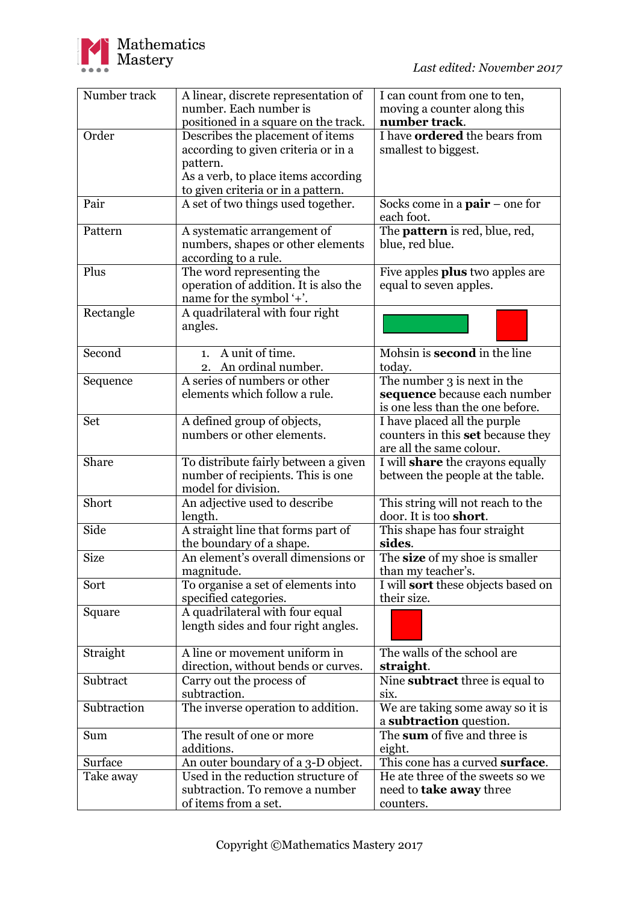| Number track | A linear, discrete representation of number. Each number is positioned in a square on the track. | I can count from one to ten, moving a counter along this **number track**. |
|---|---|---|
| Order | Describes the placement of items according to given criteria or in a pattern.<br>As a verb, to place items according to given criteria or in a pattern. | I have **ordered** the bears from smallest to biggest. |
| Pair | A set of two things used together. | Socks come in a **pair** – one for each foot. |
| Pattern | A systematic arrangement of numbers, shapes or other elements according to a rule. | The **pattern** is red, blue, red, blue, red blue. |
| Plus | The word representing the operation of addition. It is also the name for the symbol '+'. | Five apples **plus** two apples are equal to seven apples. |
| Rectangle | A quadrilateral with four right angles. | |
| Second | 1. A unit of time.<br>2. An ordinal number. | Mohsin is **second** in the line today. |
| Sequence | A series of numbers or other elements which follow a rule. | The number 3 is next in the **sequence** because each number is one less than the one before. |
| Set | A defined group of objects, numbers or other elements. | I have placed all the purple counters in this **set** because they are all the same colour. |
| Share | To distribute fairly between a given number of recipients. This is one model for division. | I will **share** the crayons equally between the people at the table. |
| Short | An adjective used to describe length. | This string will not reach to the door. It is too **short**. |
| Side | A straight line that forms part of the boundary of a shape. | This shape has four straight **sides**. |
| Size | An element's overall dimensions or magnitude. | The **size** of my shoe is smaller than my teacher's. |
| Sort | To organise a set of elements into specified categories. | I will **sort** these objects based on their size. |
| Square | A quadrilateral with four equal length sides and four right angles. | |
| Straight | A line or movement uniform in direction, without bends or curves. | The walls of the school are **straight**. |
| Subtract | Carry out the process of subtraction. | Nine **subtract** three is equal to six. |
| Subtraction | The inverse operation to addition. | We are taking some away so it is a **subtraction** question. |
| Sum | The result of one or more additions. | The **sum** of five and three is eight. |
| Surface | An outer boundary of a 3-D object. | This cone has a curved **surface**. |
| Take away | Used in the reduction structure of subtraction. To remove a number of items from a set. | He ate three of the sweets so we need to **take away** three counters. |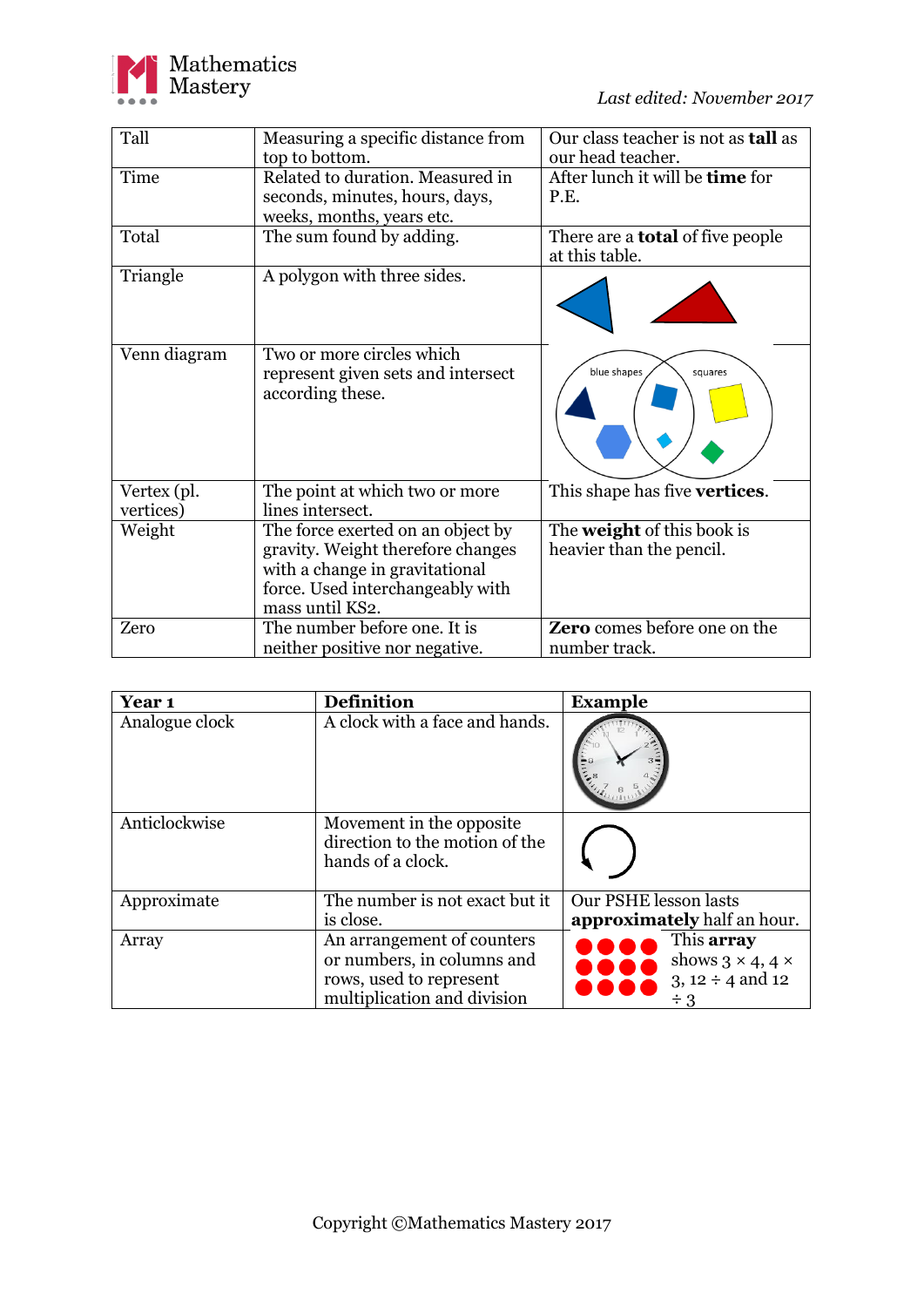| Tall | Measuring a specific distance from top to bottom. | Our class teacher is not as **tall** as our head teacher. |
|---|---|---|
| Time | Related to duration. Measured in seconds, minutes, hours, days, weeks, months, years etc. | After lunch it will be **time** for P.E. |
| Total | The sum found by adding. | There are a **total** of five people at this table. |
| Triangle | A polygon with three sides. | |
| Venn diagram | Two or more circles which represent given sets and intersect according these. | blue shapes / squares |
| Vertex (pl. vertices) | The point at which two or more lines intersect. | This shape has five **vertices**. |
| Weight | The force exerted on an object by gravity. Weight therefore changes with a change in gravitational force. Used interchangeably with mass until KS2. | The **weight** of this book is heavier than the pencil. |
| Zero | The number before one. It is neither positive nor negative. | **Zero** comes before one on the number track. |

| **Year 1** | **Definition** | **Example** |
|---|---|---|
| Analogue clock | A clock with a face and hands. | |
| Anticlockwise | Movement in the opposite direction to the motion of the hands of a clock. | |
| Approximate | The number is not exact but it is close. | Our PSHE lesson lasts **approximately** half an hour. |
| Array | An arrangement of counters or numbers, in columns and rows, used to represent multiplication and division | This **array** shows $3 \times 4$, $4 \times 3$, $12 \div 4$ and $12 \div 3$ |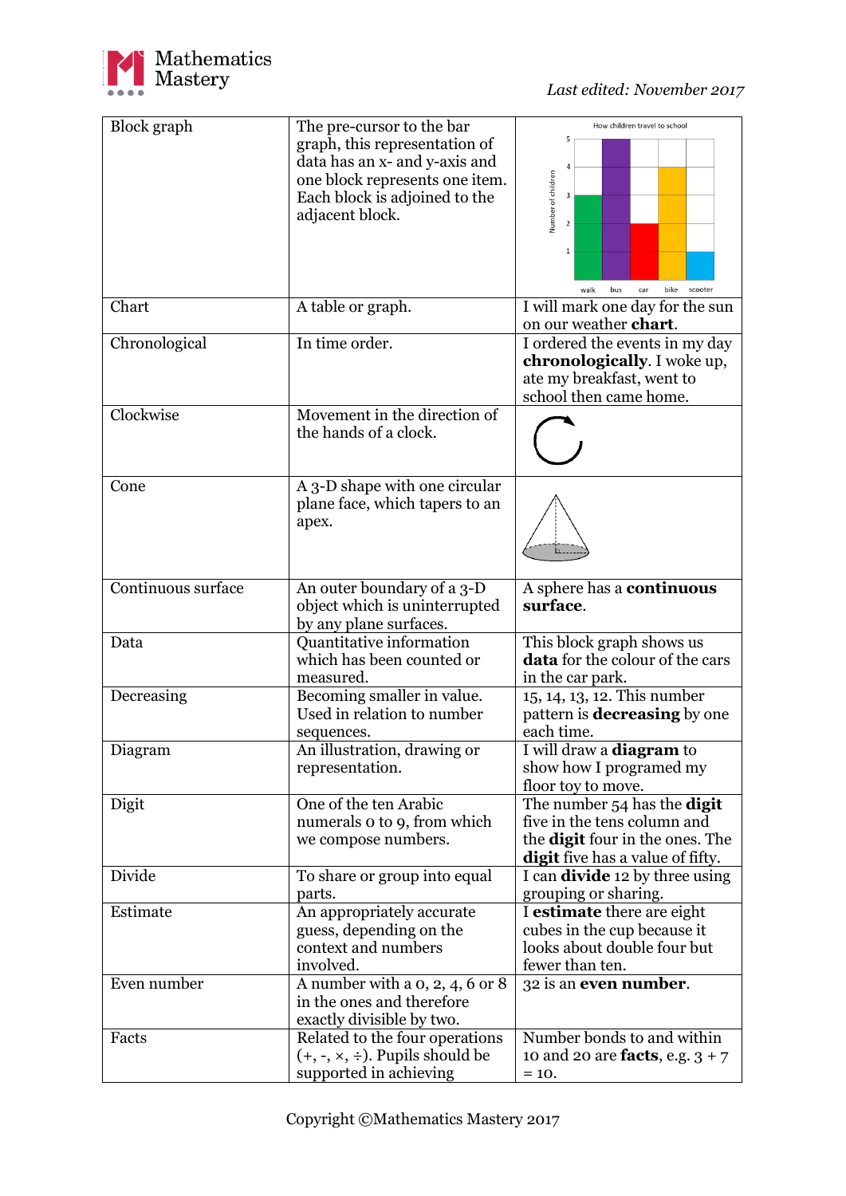| Block graph | The pre-cursor to the bar graph, this representation of data has an x- and y-axis and one block represents one item. Each block is adjoined to the adjacent block. | |
|---|---|---|
| Chart | A table or graph. | I will mark one day for the sun on our weather **chart**. |
| Chronological | In time order. | I ordered the events in my day **chronologically**. I woke up, ate my breakfast, went to school then came home. |
| Clockwise | Movement in the direction of the hands of a clock. | |
| Cone | A 3-D shape with one circular plane face, which tapers to an apex. | |
| Continuous surface | An outer boundary of a 3-D object which is uninterrupted by any plane surfaces. | A sphere has a **continuous surface**. |
| Data | Quantitative information which has been counted or measured. | This block graph shows us **data** for the colour of the cars in the car park. |
| Decreasing | Becoming smaller in value. Used in relation to number sequences. | 15, 14, 13, 12. This number pattern is **decreasing** by one each time. |
| Diagram | An illustration, drawing or representation. | I will draw a **diagram** to show how I programed my floor toy to move. |
| Digit | One of the ten Arabic numerals 0 to 9, from which we compose numbers. | The number 54 has the **digit** five in the tens column and the **digit** four in the ones. The **digit** five has a value of fifty. |
| Divide | To share or group into equal parts. | I can **divide** 12 by three using grouping or sharing. |
| Estimate | An appropriately accurate guess, depending on the context and numbers involved. | I **estimate** there are eight cubes in the cup because it looks about double four but fewer than ten. |
| Even number | A number with a 0, 2, 4, 6 or 8 in the ones and therefore exactly divisible by two. | 32 is an **even number**. |
| Facts | Related to the four operations (+, -, ×, ÷). Pupils should be supported in achieving | Number bonds to and within 10 and 20 are **facts**, e.g. 3 + 7 = 10. |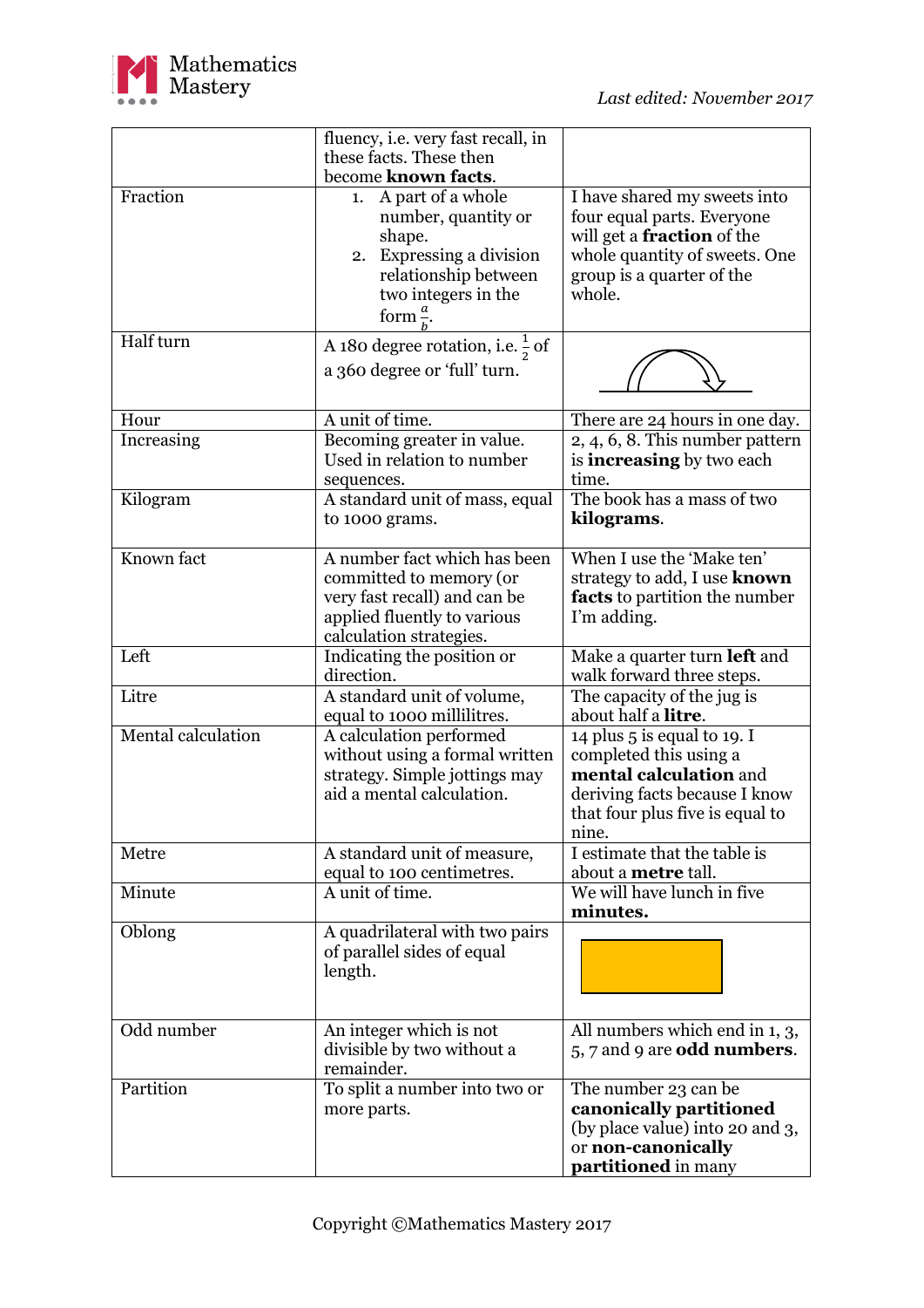| | | |
|---|---|---|
| | fluency, i.e. very fast recall, in these facts. These then become **known facts**. | |
| Fraction | 1. A part of a whole number, quantity or shape.<br>2. Expressing a division relationship between two integers in the form $\frac{a}{b}$. | I have shared my sweets into four equal parts. Everyone will get a **fraction** of the whole quantity of sweets. One group is a quarter of the whole. |
| Half turn | A 180 degree rotation, i.e. $\frac{1}{2}$ of a 360 degree or 'full' turn. | |
| Hour | A unit of time. | There are 24 hours in one day. |
| Increasing | Becoming greater in value. Used in relation to number sequences. | 2, 4, 6, 8. This number pattern is **increasing** by two each time. |
| Kilogram | A standard unit of mass, equal to 1000 grams. | The book has a mass of two **kilograms**. |
| Known fact | A number fact which has been committed to memory (or very fast recall) and can be applied fluently to various calculation strategies. | When I use the 'Make ten' strategy to add, I use **known facts** to partition the number I'm adding. |
| Left | Indicating the position or direction. | Make a quarter turn **left** and walk forward three steps. |
| Litre | A standard unit of volume, equal to 1000 millilitres. | The capacity of the jug is about half a **litre**. |
| Mental calculation | A calculation performed without using a formal written strategy. Simple jottings may aid a mental calculation. | 14 plus 5 is equal to 19. I completed this using a **mental calculation** and deriving facts because I know that four plus five is equal to nine. |
| Metre | A standard unit of measure, equal to 100 centimetres. | I estimate that the table is about a **metre** tall. |
| Minute | A unit of time. | We will have lunch in five **minutes.** |
| Oblong | A quadrilateral with two pairs of parallel sides of equal length. | |
| Odd number | An integer which is not divisible by two without a remainder. | All numbers which end in 1, 3, 5, 7 and 9 are **odd numbers**. |
| Partition | To split a number into two or more parts. | The number 23 can be **canonically partitioned** (by place value) into 20 and 3, or **non-canonically partitioned** in many |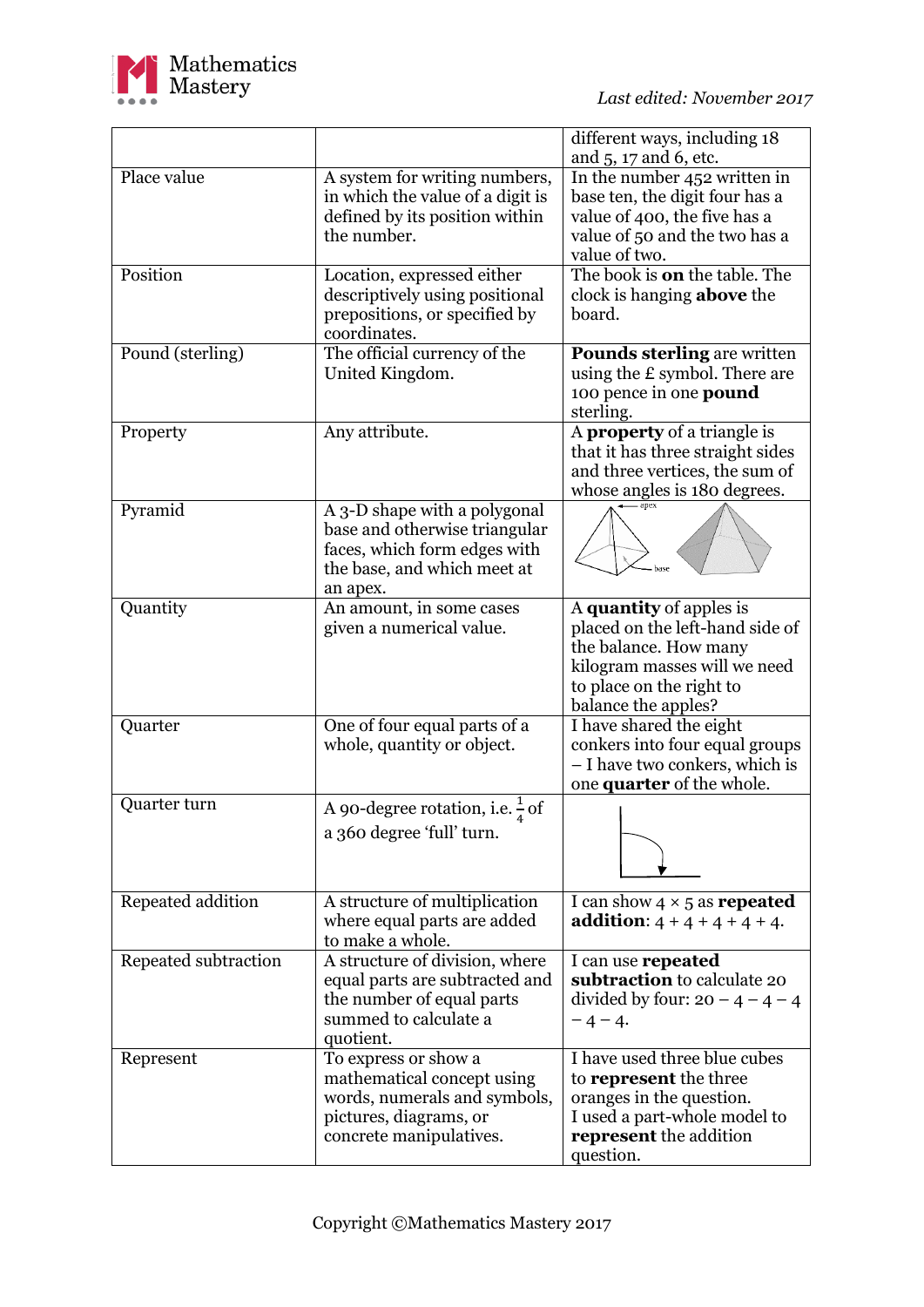| | | |
|---|---|---|
| | | different ways, including 18 and 5, 17 and 6, etc. |
| Place value | A system for writing numbers, in which the value of a digit is defined by its position within the number. | In the number 452 written in base ten, the digit four has a value of 400, the five has a value of 50 and the two has a value of two. |
| Position | Location, expressed either descriptively using positional prepositions, or specified by coordinates. | The book is **on** the table. The clock is hanging **above** the board. |
| Pound (sterling) | The official currency of the United Kingdom. | **Pounds sterling** are written using the £ symbol. There are 100 pence in one **pound** sterling. |
| Property | Any attribute. | A **property** of a triangle is that it has three straight sides and three vertices, the sum of whose angles is 180 degrees. |
| Pyramid | A 3-D shape with a polygonal base and otherwise triangular faces, which form edges with the base, and which meet at an apex. | apex, base |
| Quantity | An amount, in some cases given a numerical value. | A **quantity** of apples is placed on the left-hand side of the balance. How many kilogram masses will we need to place on the right to balance the apples? |
| Quarter | One of four equal parts of a whole, quantity or object. | I have shared the eight conkers into four equal groups – I have two conkers, which is one **quarter** of the whole. |
| Quarter turn | A 90-degree rotation, i.e. $\frac{1}{4}$ of a 360 degree 'full' turn. | |
| Repeated addition | A structure of multiplication where equal parts are added to make a whole. | I can show $4 \times 5$ as **repeated addition**: $4 + 4 + 4 + 4 + 4$. |
| Repeated subtraction | A structure of division, where equal parts are subtracted and the number of equal parts summed to calculate a quotient. | I can use **repeated subtraction** to calculate 20 divided by four: $20 - 4 - 4 - 4 - 4 - 4$. |
| Represent | To express or show a mathematical concept using words, numerals and symbols, pictures, diagrams, or concrete manipulatives. | I have used three blue cubes to **represent** the three oranges in the question. I used a part-whole model to **represent** the addition question. |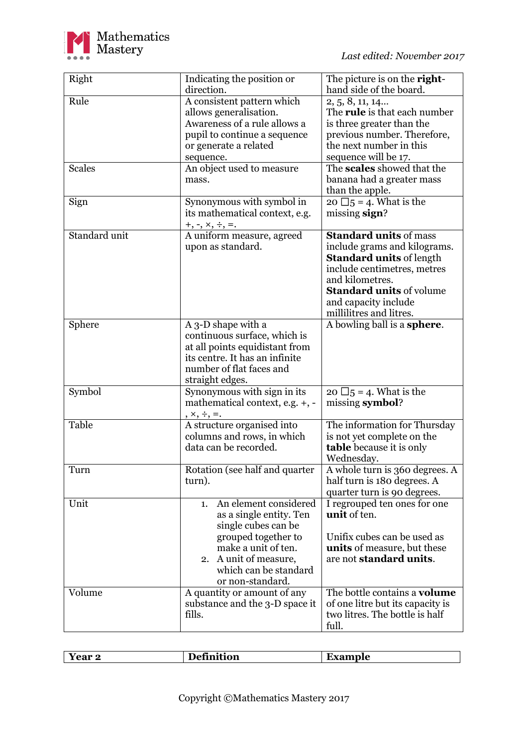| | | |
|---|---|---|
| Right | Indicating the position or direction. | The picture is on the **right**-hand side of the board. |
| Rule | A consistent pattern which allows generalisation. Awareness of a rule allows a pupil to continue a sequence or generate a related sequence. | 2, 5, 8, 11, 14… The **rule** is that each number is three greater than the previous number. Therefore, the next number in this sequence will be 17. |
| Scales | An object used to measure mass. | The **scales** showed that the banana had a greater mass than the apple. |
| Sign | Synonymous with symbol in its mathematical context, e.g. +, -, ×, ÷, =. | 20 □5 = 4. What is the missing **sign**? |
| Standard unit | A uniform measure, agreed upon as standard. | **Standard units** of mass include grams and kilograms. **Standard units** of length include centimetres, metres and kilometres. **Standard units** of volume and capacity include millilitres and litres. |
| Sphere | A 3-D shape with a continuous surface, which is at all points equidistant from its centre. It has an infinite number of flat faces and straight edges. | A bowling ball is a **sphere**. |
| Symbol | Synonymous with sign in its mathematical context, e.g. +, -, ×, ÷, =. | 20 □5 = 4. What is the missing **symbol**? |
| Table | A structure organised into columns and rows, in which data can be recorded. | The information for Thursday is not yet complete on the **table** because it is only Wednesday. |
| Turn | Rotation (see half and quarter turn). | A whole turn is 360 degrees. A half turn is 180 degrees. A quarter turn is 90 degrees. |
| Unit | 1. An element considered as a single entity. Ten single cubes can be grouped together to make a unit of ten.<br>2. A unit of measure, which can be standard or non-standard. | I regrouped ten ones for one **unit** of ten.<br><br>Unifix cubes can be used as **units** of measure, but these are not **standard units**. |
| Volume | A quantity or amount of any substance and the 3-D space it fills. | The bottle contains a **volume** of one litre but its capacity is two litres. The bottle is half full. |

| **Year 2** | **Definition** | **Example** |
|---|---|---|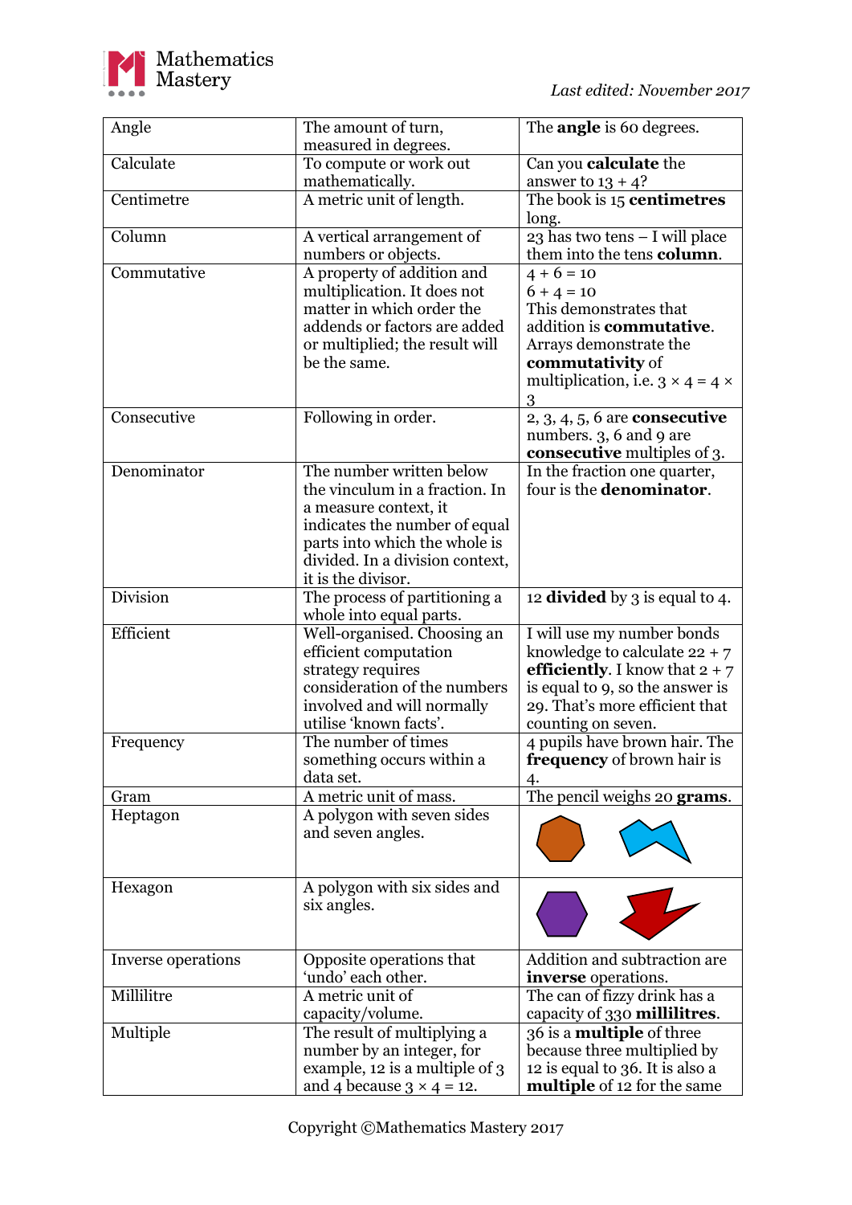| Angle | The amount of turn, measured in degrees. | The **angle** is 60 degrees. |
|---|---|---|
| Calculate | To compute or work out mathematically. | Can you **calculate** the answer to 13 + 4? |
| Centimetre | A metric unit of length. | The book is 15 **centimetres** long. |
| Column | A vertical arrangement of numbers or objects. | 23 has two tens – I will place them into the tens **column**. |
| Commutative | A property of addition and multiplication. It does not matter in which order the addends or factors are added or multiplied; the result will be the same. | 4 + 6 = 10<br>6 + 4 = 10<br>This demonstrates that addition is **commutative**. Arrays demonstrate the **commutativity** of multiplication, i.e. 3 × 4 = 4 × 3 |
| Consecutive | Following in order. | 2, 3, 4, 5, 6 are **consecutive** numbers. 3, 6 and 9 are **consecutive** multiples of 3. |
| Denominator | The number written below the vinculum in a fraction. In a measure context, it indicates the number of equal parts into which the whole is divided. In a division context, it is the divisor. | In the fraction one quarter, four is the **denominator**. |
| Division | The process of partitioning a whole into equal parts. | 12 **divided** by 3 is equal to 4. |
| Efficient | Well-organised. Choosing an efficient computation strategy requires consideration of the numbers involved and will normally utilise 'known facts'. | I will use my number bonds knowledge to calculate 22 + 7 **efficiently**. I know that 2 + 7 is equal to 9, so the answer is 29. That's more efficient that counting on seven. |
| Frequency | The number of times something occurs within a data set. | 4 pupils have brown hair. The **frequency** of brown hair is 4. |
| Gram | A metric unit of mass. | The pencil weighs 20 **grams**. |
| Heptagon | A polygon with seven sides and seven angles. | |
| Hexagon | A polygon with six sides and six angles. | |
| Inverse operations | Opposite operations that 'undo' each other. | Addition and subtraction are **inverse** operations. |
| Millilitre | A metric unit of capacity/volume. | The can of fizzy drink has a capacity of 330 **millilitres**. |
| Multiple | The result of multiplying a number by an integer, for example, 12 is a multiple of 3 and 4 because 3 × 4 = 12. | 36 is a **multiple** of three because three multiplied by 12 is equal to 36. It is also a **multiple** of 12 for the same |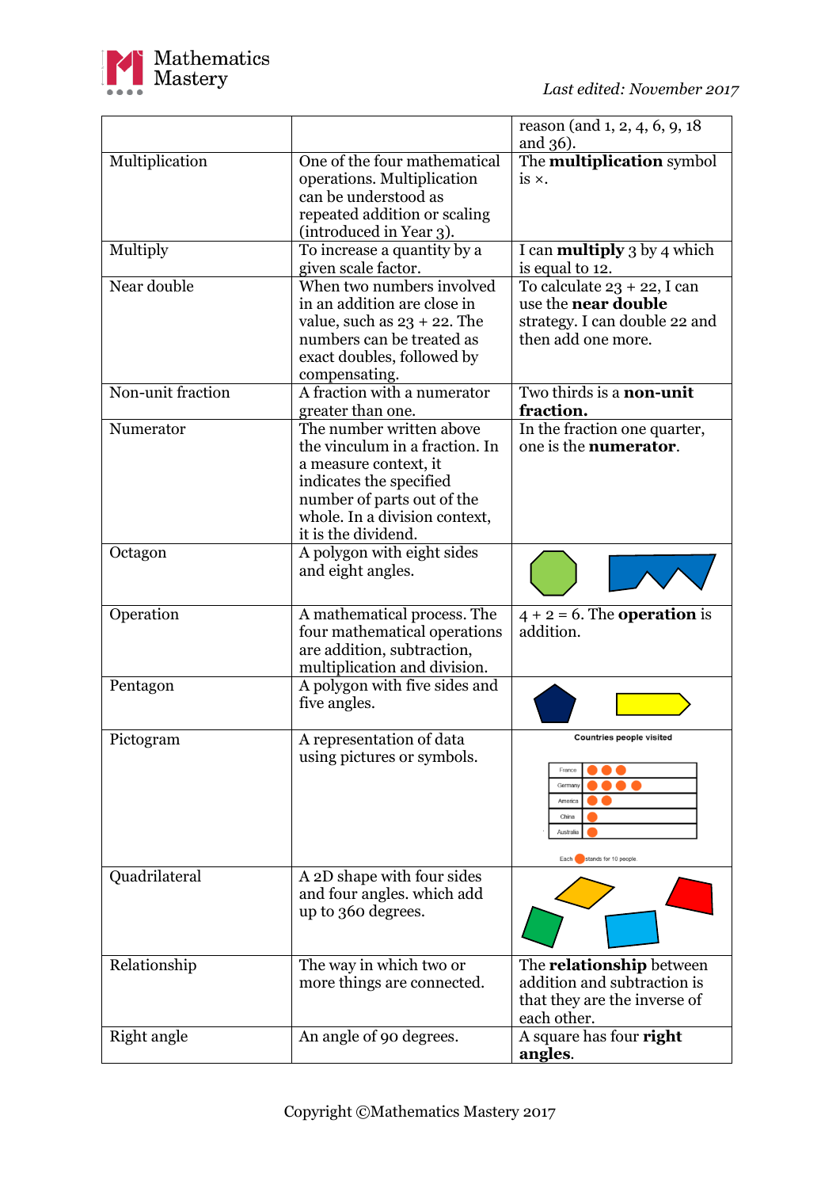| | | |
|---|---|---|
| | | reason (and 1, 2, 4, 6, 9, 18 and 36). |
| Multiplication | One of the four mathematical operations. Multiplication can be understood as repeated addition or scaling (introduced in Year 3). | The **multiplication** symbol is ×. |
| Multiply | To increase a quantity by a given scale factor. | I can **multiply** 3 by 4 which is equal to 12. |
| Near double | When two numbers involved in an addition are close in value, such as 23 + 22. The numbers can be treated as exact doubles, followed by compensating. | To calculate 23 + 22, I can use the **near double** strategy. I can double 22 and then add one more. |
| Non-unit fraction | A fraction with a numerator greater than one. | Two thirds is a **non-unit fraction.** |
| Numerator | The number written above the vinculum in a fraction. In a measure context, it indicates the specified number of parts out of the whole. In a division context, it is the dividend. | In the fraction one quarter, one is the **numerator**. |
| Octagon | A polygon with eight sides and eight angles. | |
| Operation | A mathematical process. The four mathematical operations are addition, subtraction, multiplication and division. | 4 + 2 = 6. The **operation** is addition. |
| Pentagon | A polygon with five sides and five angles. | |
| Pictogram | A representation of data using pictures or symbols. | Countries people visited<br>France ●●●<br>Germany ●●●●<br>America ●●<br>China ●<br>Australia ●<br>Each ● stands for 10 people. |
| Quadrilateral | A 2D shape with four sides and four angles. which add up to 360 degrees. | |
| Relationship | The way in which two or more things are connected. | The **relationship** between addition and subtraction is that they are the inverse of each other. |
| Right angle | An angle of 90 degrees. | A square has four **right angles**. |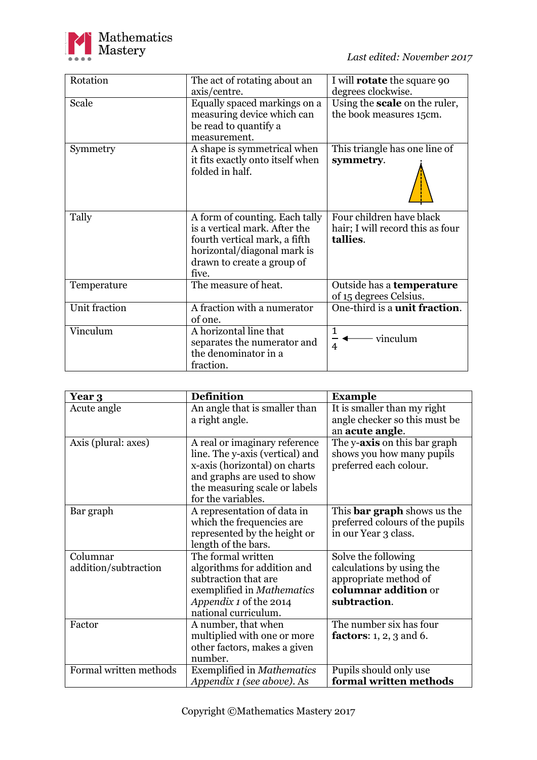| | | |
|---|---|---|
| Rotation | The act of rotating about an axis/centre. | I will **rotate** the square 90 degrees clockwise. |
| Scale | Equally spaced markings on a measuring device which can be read to quantify a measurement. | Using the **scale** on the ruler, the book measures 15cm. |
| Symmetry | A shape is symmetrical when it fits exactly onto itself when folded in half. | This triangle has one line of **symmetry**. |
| Tally | A form of counting. Each tally is a vertical mark. After the fourth vertical mark, a fifth horizontal/diagonal mark is drawn to create a group of five. | Four children have black hair; I will record this as four **tallies**. |
| Temperature | The measure of heat. | Outside has a **temperature** of 15 degrees Celsius. |
| Unit fraction | A fraction with a numerator of one. | One-third is a **unit fraction**. |
| Vinculum | A horizontal line that separates the numerator and the denominator in a fraction. | $\frac{1}{4}$ ← vinculum |

| **Year 3** | **Definition** | **Example** |
|---|---|---|
| Acute angle | An angle that is smaller than a right angle. | It is smaller than my right angle checker so this must be an **acute angle**. |
| Axis (plural: axes) | A real or imaginary reference line. The y-axis (vertical) and x-axis (horizontal) on charts and graphs are used to show the measuring scale or labels for the variables. | The y-**axis** on this bar graph shows you how many pupils preferred each colour. |
| Bar graph | A representation of data in which the frequencies are represented by the height or length of the bars. | This **bar graph** shows us the preferred colours of the pupils in our Year 3 class. |
| Columnar addition/subtraction | The formal written algorithms for addition and subtraction that are exemplified in *Mathematics Appendix 1* of the 2014 national curriculum. | Solve the following calculations by using the appropriate method of **columnar addition** or **subtraction**. |
| Factor | A number, that when multiplied with one or more other factors, makes a given number. | The number six has four **factors**: 1, 2, 3 and 6. |
| Formal written methods | Exemplified in *Mathematics Appendix 1 (see above)*. As | Pupils should only use **formal written methods** |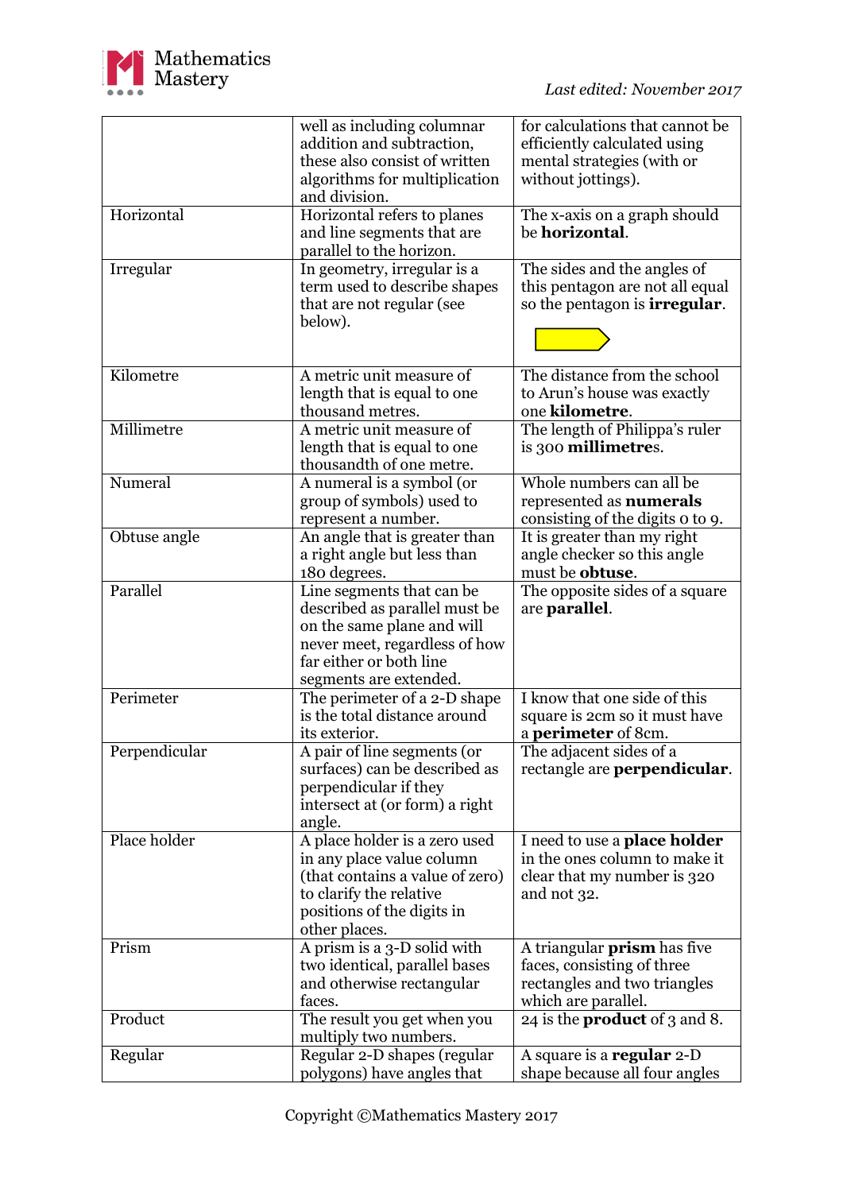| | well as including columnar addition and subtraction, these also consist of written algorithms for multiplication and division. | for calculations that cannot be efficiently calculated using mental strategies (with or without jottings). |
|---|---|---|
| Horizontal | Horizontal refers to planes and line segments that are parallel to the horizon. | The x-axis on a graph should be **horizontal**. |
| Irregular | In geometry, irregular is a term used to describe shapes that are not regular (see below). | The sides and the angles of this pentagon are not all equal so the pentagon is **irregular**. |
| Kilometre | A metric unit measure of length that is equal to one thousand metres. | The distance from the school to Arun's house was exactly one **kilometre**. |
| Millimetre | A metric unit measure of length that is equal to one thousandth of one metre. | The length of Philippa's ruler is 300 **millimetre**s. |
| Numeral | A numeral is a symbol (or group of symbols) used to represent a number. | Whole numbers can all be represented as **numerals** consisting of the digits 0 to 9. |
| Obtuse angle | An angle that is greater than a right angle but less than 180 degrees. | It is greater than my right angle checker so this angle must be **obtuse**. |
| Parallel | Line segments that can be described as parallel must be on the same plane and will never meet, regardless of how far either or both line segments are extended. | The opposite sides of a square are **parallel**. |
| Perimeter | The perimeter of a 2-D shape is the total distance around its exterior. | I know that one side of this square is 2cm so it must have a **perimeter** of 8cm. |
| Perpendicular | A pair of line segments (or surfaces) can be described as perpendicular if they intersect at (or form) a right angle. | The adjacent sides of a rectangle are **perpendicular**. |
| Place holder | A place holder is a zero used in any place value column (that contains a value of zero) to clarify the relative positions of the digits in other places. | I need to use a **place holder** in the ones column to make it clear that my number is 320 and not 32. |
| Prism | A prism is a 3-D solid with two identical, parallel bases and otherwise rectangular faces. | A triangular **prism** has five faces, consisting of three rectangles and two triangles which are parallel. |
| Product | The result you get when you multiply two numbers. | 24 is the **product** of 3 and 8. |
| Regular | Regular 2-D shapes (regular polygons) have angles that | A square is a **regular** 2-D shape because all four angles |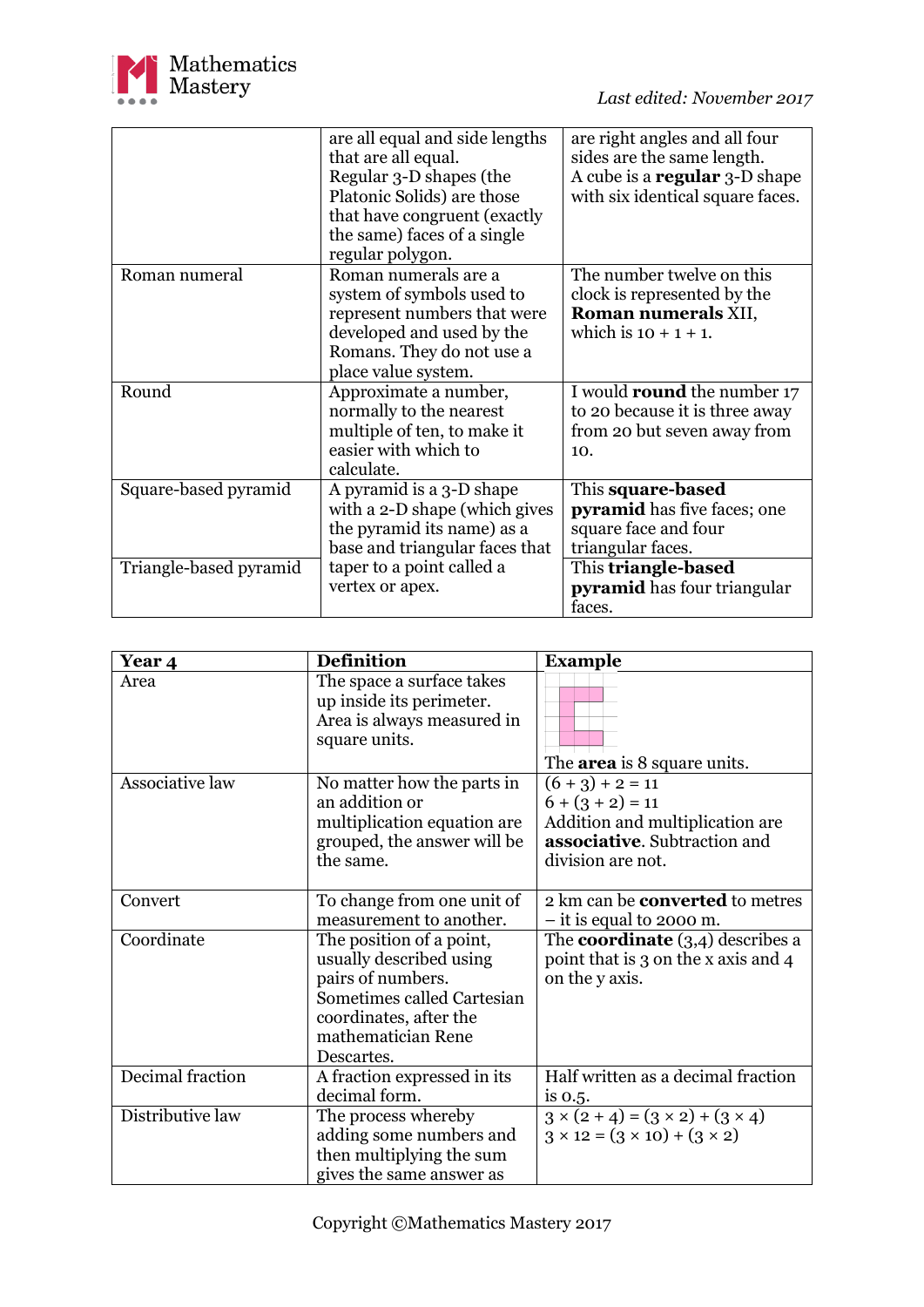| | | |
|---|---|---|
| | are all equal and side lengths that are all equal. Regular 3-D shapes (the Platonic Solids) are those that have congruent (exactly the same) faces of a single regular polygon. | are right angles and all four sides are the same length. A cube is a **regular** 3-D shape with six identical square faces. |
| Roman numeral | Roman numerals are a system of symbols used to represent numbers that were developed and used by the Romans. They do not use a place value system. | The number twelve on this clock is represented by the **Roman numerals** XII, which is 10 + 1 + 1. |
| Round | Approximate a number, normally to the nearest multiple of ten, to make it easier with which to calculate. | I would **round** the number 17 to 20 because it is three away from 20 but seven away from 10. |
| Square-based pyramid | A pyramid is a 3-D shape with a 2-D shape (which gives the pyramid its name) as a base and triangular faces that taper to a point called a vertex or apex. | This **square-based pyramid** has five faces; one square face and four triangular faces. |
| Triangle-based pyramid | | This **triangle-based pyramid** has four triangular faces. |

| **Year 4** | **Definition** | **Example** |
|---|---|---|
| Area | The space a surface takes up inside its perimeter. Area is always measured in square units. | The **area** is 8 square units. |
| Associative law | No matter how the parts in an addition or multiplication equation are grouped, the answer will be the same. | (6 + 3) + 2 = 11<br>6 + (3 + 2) = 11<br>Addition and multiplication are **associative**. Subtraction and division are not. |
| Convert | To change from one unit of measurement to another. | 2 km can be **converted** to metres – it is equal to 2000 m. |
| Coordinate | The position of a point, usually described using pairs of numbers. Sometimes called Cartesian coordinates, after the mathematician Rene Descartes. | The **coordinate** (3,4) describes a point that is 3 on the x axis and 4 on the y axis. |
| Decimal fraction | A fraction expressed in its decimal form. | Half written as a decimal fraction is 0.5. |
| Distributive law | The process whereby adding some numbers and then multiplying the sum gives the same answer as | 3 × (2 + 4) = (3 × 2) + (3 × 4)<br>3 × 12 = (3 × 10) + (3 × 2) |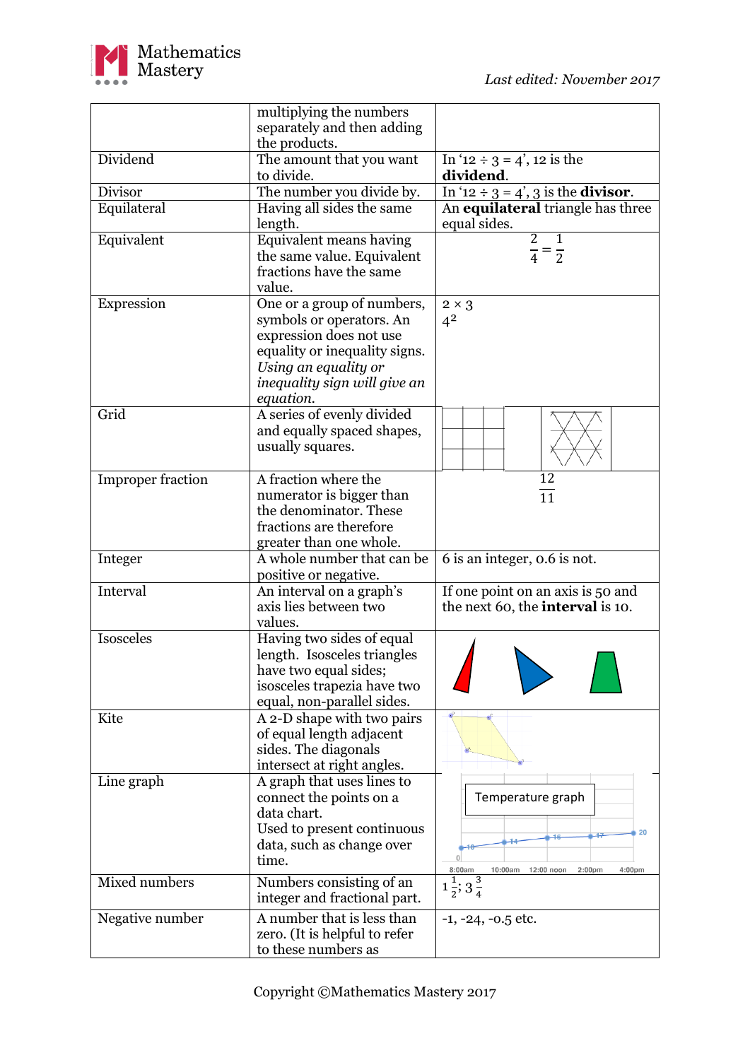| | | |
|---|---|---|
| | multiplying the numbers separately and then adding the products. | |
| Dividend | The amount that you want to divide. | In '12 ÷ 3 = 4', 12 is the **dividend**. |
| Divisor | The number you divide by. | In '12 ÷ 3 = 4', 3 is the **divisor**. |
| Equilateral | Having all sides the same length. | An **equilateral** triangle has three equal sides. |
| Equivalent | Equivalent means having the same value. Equivalent fractions have the same value. | $\frac{2}{4} = \frac{1}{2}$ |
| Expression | One or a group of numbers, symbols or operators. An expression does not use equality or inequality signs. *Using an equality or inequality sign will give an equation.* | $2 \times 3$<br>$4^2$ |
| Grid | A series of evenly divided and equally spaced shapes, usually squares. | |
| Improper fraction | A fraction where the numerator is bigger than the denominator. These fractions are therefore greater than one whole. | $\frac{12}{11}$ |
| Integer | A whole number that can be positive or negative. | 6 is an integer, 0.6 is not. |
| Interval | An interval on a graph's axis lies between two values. | If one point on an axis is 50 and the next 60, the **interval** is 10. |
| Isosceles | Having two sides of equal length. Isosceles triangles have two equal sides; isosceles trapezia have two equal, non-parallel sides. | |
| Kite | A 2-D shape with two pairs of equal length adjacent sides. The diagonals intersect at right angles. | |
| Line graph | A graph that uses lines to connect the points on a data chart.<br>Used to present continuous data, such as change over time. | Temperature graph |
| Mixed numbers | Numbers consisting of an integer and fractional part. | $1\frac{1}{2}$; $3\frac{3}{4}$ |
| Negative number | A number that is less than zero. (It is helpful to refer to these numbers as | -1, -24, -0.5 etc. |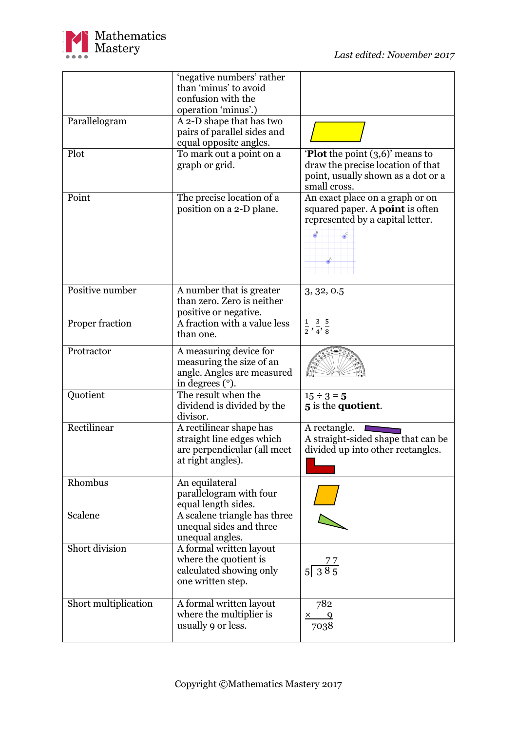| | 'negative numbers' rather than 'minus' to avoid confusion with the operation 'minus'.) | |
|---|---|---|
| Parallelogram | A 2-D shape that has two pairs of parallel sides and equal opposite angles. | |
| Plot | To mark out a point on a graph or grid. | '**Plot** the point (3,6)' means to draw the precise location of that point, usually shown as a dot or a small cross. |
| Point | The precise location of a position on a 2-D plane. | An exact place on a graph or on squared paper. A **point** is often represented by a capital letter. |
| Positive number | A number that is greater than zero. Zero is neither positive or negative. | 3, 32, 0.5 |
| Proper fraction | A fraction with a value less than one. | $\frac{1}{2}, \frac{3}{4}, \frac{5}{8}$ |
| Protractor | A measuring device for measuring the size of an angle. Angles are measured in degrees (°). | |
| Quotient | The result when the dividend is divided by the divisor. | 15 ÷ 3 = **5**<br>**5** is the **quotient**. |
| Rectilinear | A rectilinear shape has straight line edges which are perpendicular (all meet at right angles). | A rectangle.<br>A straight-sided shape that can be divided up into other rectangles. |
| Rhombus | An equilateral parallelogram with four equal length sides. | |
| Scalene | A scalene triangle has three unequal sides and three unequal angles. | |
| Short division | A formal written layout where the quotient is calculated showing only one written step. | 77<br>5⟌385 |
| Short multiplication | A formal written layout where the multiplier is usually 9 or less. | 782<br>× 9<br>7038 |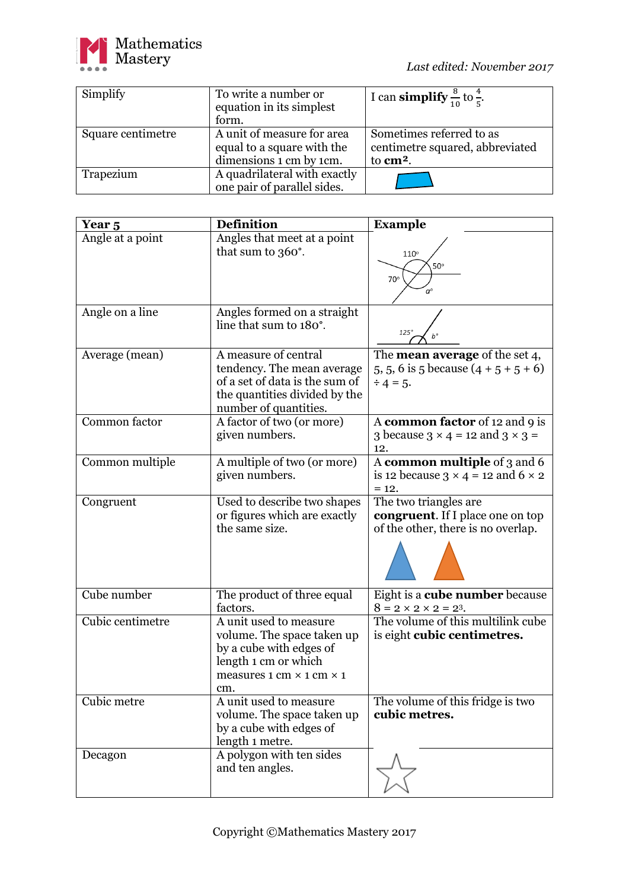| | | |
|---|---|---|
| Simplify | To write a number or equation in its simplest form. | I can **simplify** $\frac{8}{10}$ to $\frac{4}{5}$. |
| Square centimetre | A unit of measure for area equal to a square with the dimensions 1 cm by 1cm. | Sometimes referred to as centimetre squared, abbreviated to **cm²**. |
| Trapezium | A quadrilateral with exactly one pair of parallel sides. | |

| **Year 5** | **Definition** | **Example** |
|---|---|---|
| Angle at a point | Angles that meet at a point that sum to 360°. | 110°, 50°, 70°, $a$° |
| Angle on a line | Angles formed on a straight line that sum to 180°. | 125°, $b$° |
| Average (mean) | A measure of central tendency. The mean average of a set of data is the sum of the quantities divided by the number of quantities. | The **mean average** of the set 4, 5, 5, 6 is 5 because (4 + 5 + 5 + 6) ÷ 4 = 5. |
| Common factor | A factor of two (or more) given numbers. | A **common factor** of 12 and 9 is 3 because 3 × 4 = 12 and 3 × 3 = 12. |
| Common multiple | A multiple of two (or more) given numbers. | A **common multiple** of 3 and 6 is 12 because 3 × 4 = 12 and 6 × 2 = 12. |
| Congruent | Used to describe two shapes or figures which are exactly the same size. | The two triangles are **congruent**. If I place one on top of the other, there is no overlap. |
| Cube number | The product of three equal factors. | Eight is a **cube number** because 8 = 2 × 2 × 2 = $2^3$. |
| Cubic centimetre | A unit used to measure volume. The space taken up by a cube with edges of length 1 cm or which measures 1 cm × 1 cm × 1 cm. | The volume of this multilink cube is eight **cubic centimetres.** |
| Cubic metre | A unit used to measure volume. The space taken up by a cube with edges of length 1 metre. | The volume of this fridge is two **cubic metres.** |
| Decagon | A polygon with ten sides and ten angles. | |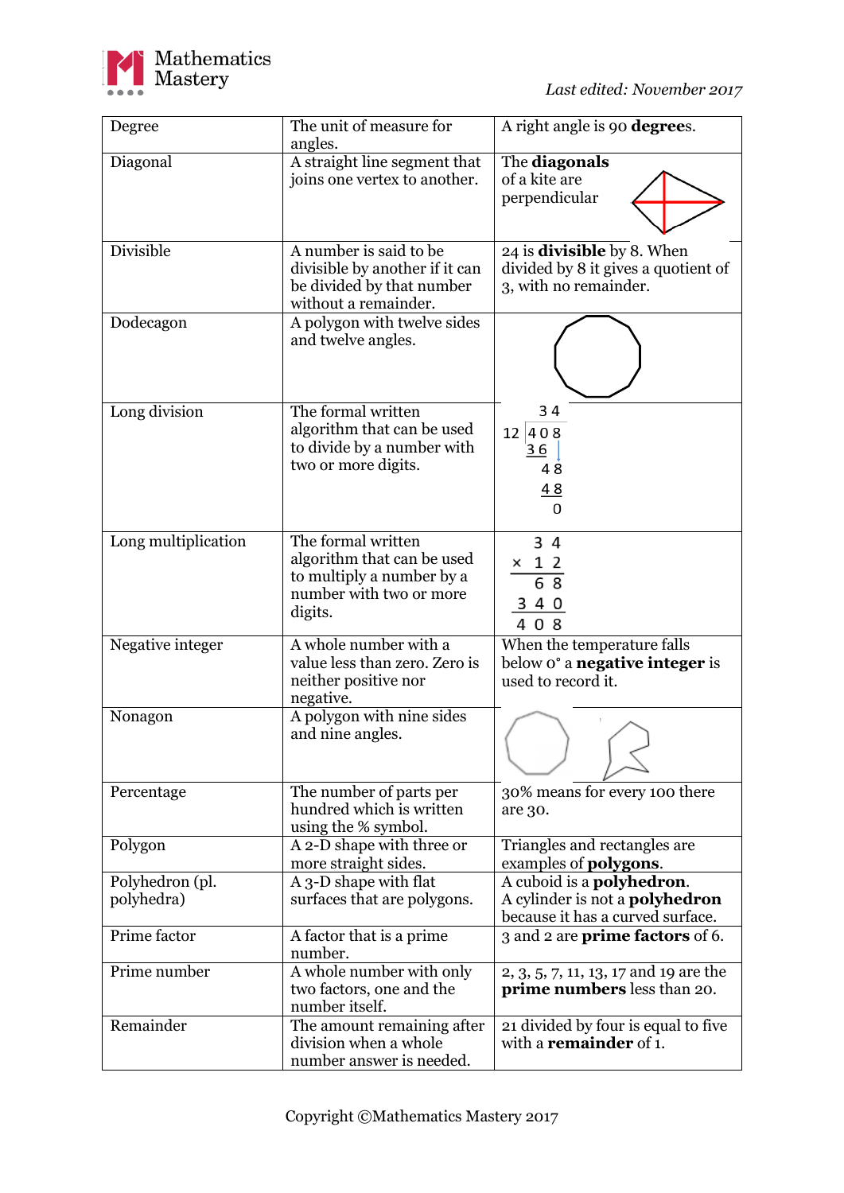| Degree | The unit of measure for angles. | A right angle is 90 **degree**s. |
|---|---|---|
| Diagonal | A straight line segment that joins one vertex to another. | The **diagonals** of a kite are perpendicular |
| Divisible | A number is said to be divisible by another if it can be divided by that number without a remainder. | 24 is **divisible** by 8. When divided by 8 it gives a quotient of 3, with no remainder. |
| Dodecagon | A polygon with twelve sides and twelve angles. | |
| Long division | The formal written algorithm that can be used to divide by a number with two or more digits. | 34<br>12 \| 408<br>36<br>48<br>48<br>0 |
| Long multiplication | The formal written algorithm that can be used to multiply a number by a number with two or more digits. | 3 4<br>× 1 2<br>6 8<br>3 4 0<br>4 0 8 |
| Negative integer | A whole number with a value less than zero. Zero is neither positive nor negative. | When the temperature falls below 0° a **negative integer** is used to record it. |
| Nonagon | A polygon with nine sides and nine angles. | |
| Percentage | The number of parts per hundred which is written using the % symbol. | 30% means for every 100 there are 30. |
| Polygon | A 2-D shape with three or more straight sides. | Triangles and rectangles are examples of **polygons**. |
| Polyhedron (pl. polyhedra) | A 3-D shape with flat surfaces that are polygons. | A cuboid is a **polyhedron**.<br>A cylinder is not a **polyhedron** because it has a curved surface. |
| Prime factor | A factor that is a prime number. | 3 and 2 are **prime factors** of 6. |
| Prime number | A whole number with only two factors, one and the number itself. | 2, 3, 5, 7, 11, 13, 17 and 19 are the **prime numbers** less than 20. |
| Remainder | The amount remaining after division when a whole number answer is needed. | 21 divided by four is equal to five with a **remainder** of 1. |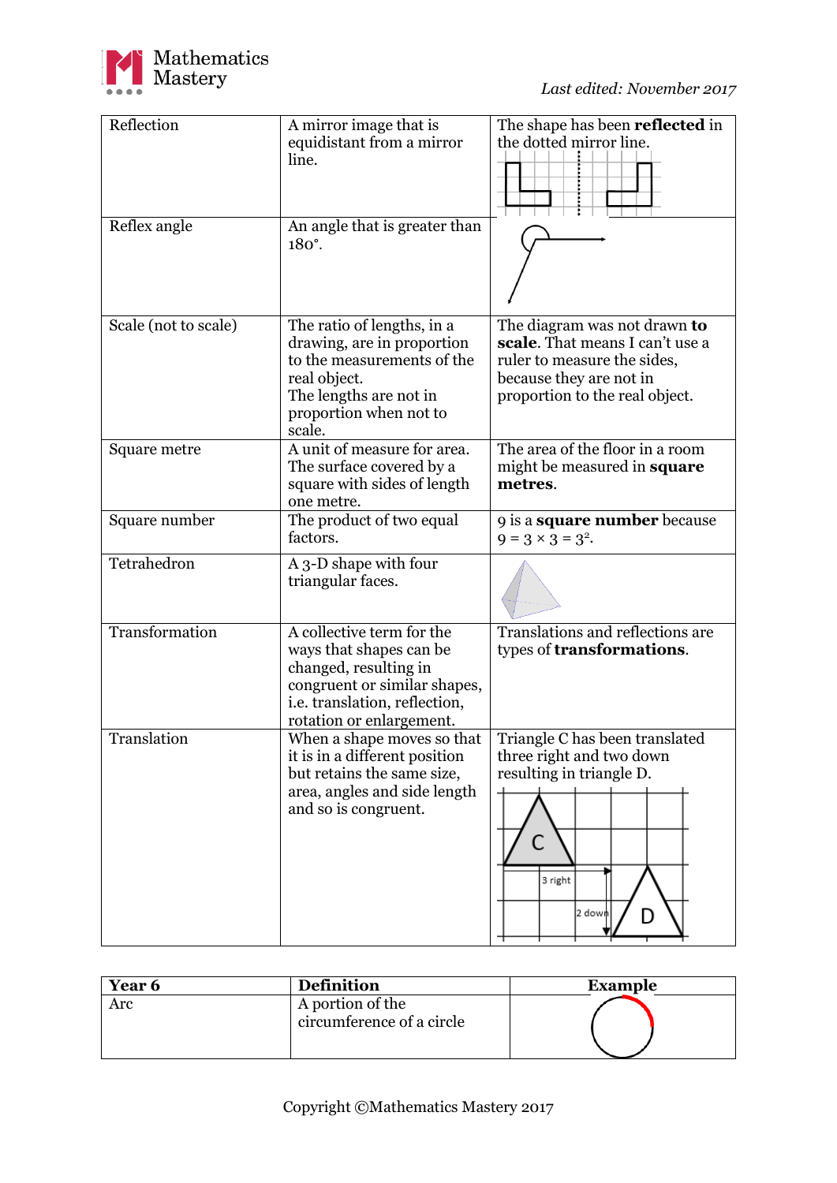| Reflection | A mirror image that is equidistant from a mirror line. | The shape has been **reflected** in the dotted mirror line. |
|---|---|---|
| Reflex angle | An angle that is greater than 180°. | |
| Scale (not to scale) | The ratio of lengths, in a drawing, are in proportion to the measurements of the real object. The lengths are not in proportion when not to scale. | The diagram was not drawn **to scale**. That means I can't use a ruler to measure the sides, because they are not in proportion to the real object. |
| Square metre | A unit of measure for area. The surface covered by a square with sides of length one metre. | The area of the floor in a room might be measured in **square metres**. |
| Square number | The product of two equal factors. | 9 is a **square number** because $9 = 3 \times 3 = 3^2$. |
| Tetrahedron | A 3-D shape with four triangular faces. | |
| Transformation | A collective term for the ways that shapes can be changed, resulting in congruent or similar shapes, i.e. translation, reflection, rotation or enlargement. | Translations and reflections are types of **transformations**. |
| Translation | When a shape moves so that it is in a different position but retains the same size, area, angles and side length and so is congruent. | Triangle C has been translated three right and two down resulting in triangle D. |

| Year 6 | Definition | Example |
|---|---|---|
| Arc | A portion of the circumference of a circle | |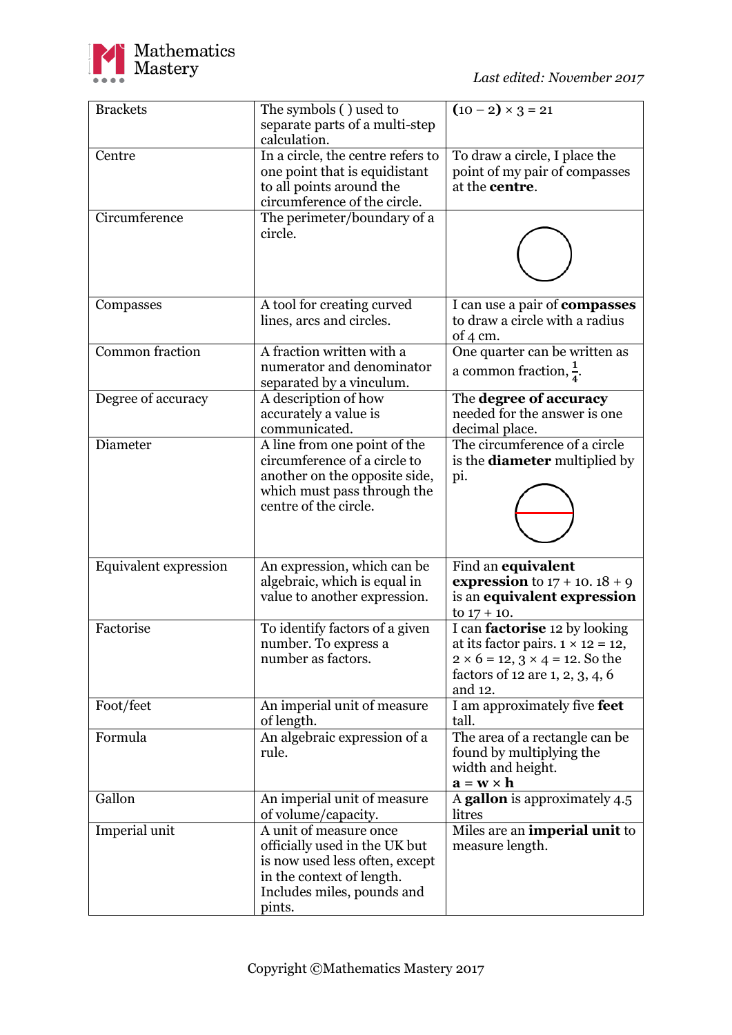| Brackets | The symbols ( ) used to separate parts of a multi-step calculation. | **(**10 – 2**)** × 3 = 21 |
|---|---|---|
| Centre | In a circle, the centre refers to one point that is equidistant to all points around the circumference of the circle. | To draw a circle, I place the point of my pair of compasses at the **centre**. |
| Circumference | The perimeter/boundary of a circle. | |
| Compasses | A tool for creating curved lines, arcs and circles. | I can use a pair of **compasses** to draw a circle with a radius of 4 cm. |
| Common fraction | A fraction written with a numerator and denominator separated by a vinculum. | One quarter can be written as a common fraction, $\frac{1}{4}$. |
| Degree of accuracy | A description of how accurately a value is communicated. | The **degree of accuracy** needed for the answer is one decimal place. |
| Diameter | A line from one point of the circumference of a circle to another on the opposite side, which must pass through the centre of the circle. | The circumference of a circle is the **diameter** multiplied by pi. |
| Equivalent expression | An expression, which can be algebraic, which is equal in value to another expression. | Find an **equivalent expression** to 17 + 10. 18 + 9 is an **equivalent expression** to 17 + 10. |
| Factorise | To identify factors of a given number. To express a number as factors. | I can **factorise** 12 by looking at its factor pairs. 1 × 12 = 12, 2 × 6 = 12, 3 × 4 = 12. So the factors of 12 are 1, 2, 3, 4, 6 and 12. |
| Foot/feet | An imperial unit of measure of length. | I am approximately five **feet** tall. |
| Formula | An algebraic expression of a rule. | The area of a rectangle can be found by multiplying the width and height. **a = w × h** |
| Gallon | An imperial unit of measure of volume/capacity. | A **gallon** is approximately 4.5 litres |
| Imperial unit | A unit of measure once officially used in the UK but is now used less often, except in the context of length. Includes miles, pounds and pints. | Miles are an **imperial unit** to measure length. |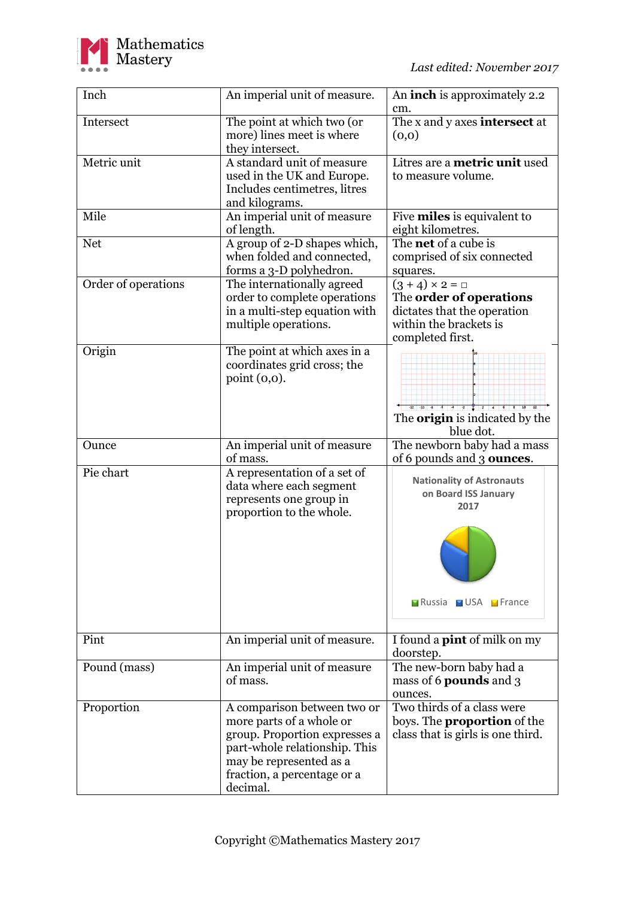| Inch | An imperial unit of measure. | An **inch** is approximately 2.2 cm. |
|---|---|---|
| Intersect | The point at which two (or more) lines meet is where they intersect. | The x and y axes **intersect** at (0,0) |
| Metric unit | A standard unit of measure used in the UK and Europe. Includes centimetres, litres and kilograms. | Litres are a **metric unit** used to measure volume. |
| Mile | An imperial unit of measure of length. | Five **miles** is equivalent to eight kilometres. |
| Net | A group of 2-D shapes which, when folded and connected, forms a 3-D polyhedron. | The **net** of a cube is comprised of six connected squares. |
| Order of operations | The internationally agreed order to complete operations in a multi-step equation with multiple operations. | $(3 + 4) \times 2 = \square$ The **order of operations** dictates that the operation within the brackets is completed first. |
| Origin | The point at which axes in a coordinates grid cross; the point (0,0). | The **origin** is indicated by the blue dot. |
| Ounce | An imperial unit of measure of mass. | The newborn baby had a mass of 6 pounds and 3 **ounces**. |
| Pie chart | A representation of a set of data where each segment represents one group in proportion to the whole. | Nationality of Astronauts on Board ISS January 2017 (Russia, USA, France) |
| Pint | An imperial unit of measure. | I found a **pint** of milk on my doorstep. |
| Pound (mass) | An imperial unit of measure of mass. | The new-born baby had a mass of 6 **pounds** and 3 ounces. |
| Proportion | A comparison between two or more parts of a whole or group. Proportion expresses a part-whole relationship. This may be represented as a fraction, a percentage or a decimal. | Two thirds of a class were boys. The **proportion** of the class that is girls is one third. |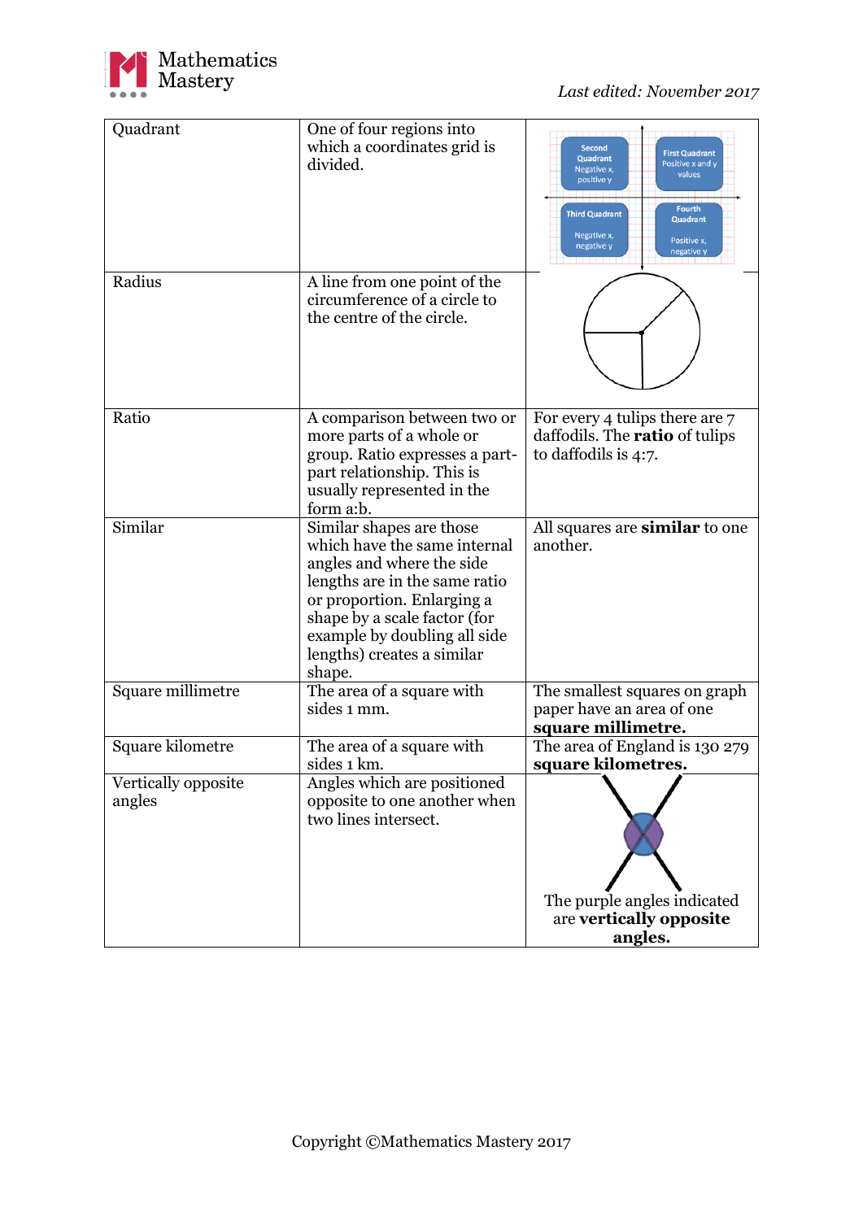| | | |
|---|---|---|
| Quadrant | One of four regions into which a coordinates grid is divided. | Second Quadrant Negative x, positive y; First Quadrant Positive x and y values; Third Quadrant Negative x, negative y; Fourth Quadrant Positive x, negative y |
| Radius | A line from one point of the circumference of a circle to the centre of the circle. | |
| Ratio | A comparison between two or more parts of a whole or group. Ratio expresses a part-part relationship. This is usually represented in the form a:b. | For every 4 tulips there are 7 daffodils. The **ratio** of tulips to daffodils is 4:7. |
| Similar | Similar shapes are those which have the same internal angles and where the side lengths are in the same ratio or proportion. Enlarging a shape by a scale factor (for example by doubling all side lengths) creates a similar shape. | All squares are **similar** to one another. |
| Square millimetre | The area of a square with sides 1 mm. | The smallest squares on graph paper have an area of one **square millimetre.** |
| Square kilometre | The area of a square with sides 1 km. | The area of England is 130 279 **square kilometres.** |
| Vertically opposite angles | Angles which are positioned opposite to one another when two lines intersect. | The purple angles indicated are **vertically opposite angles.** |